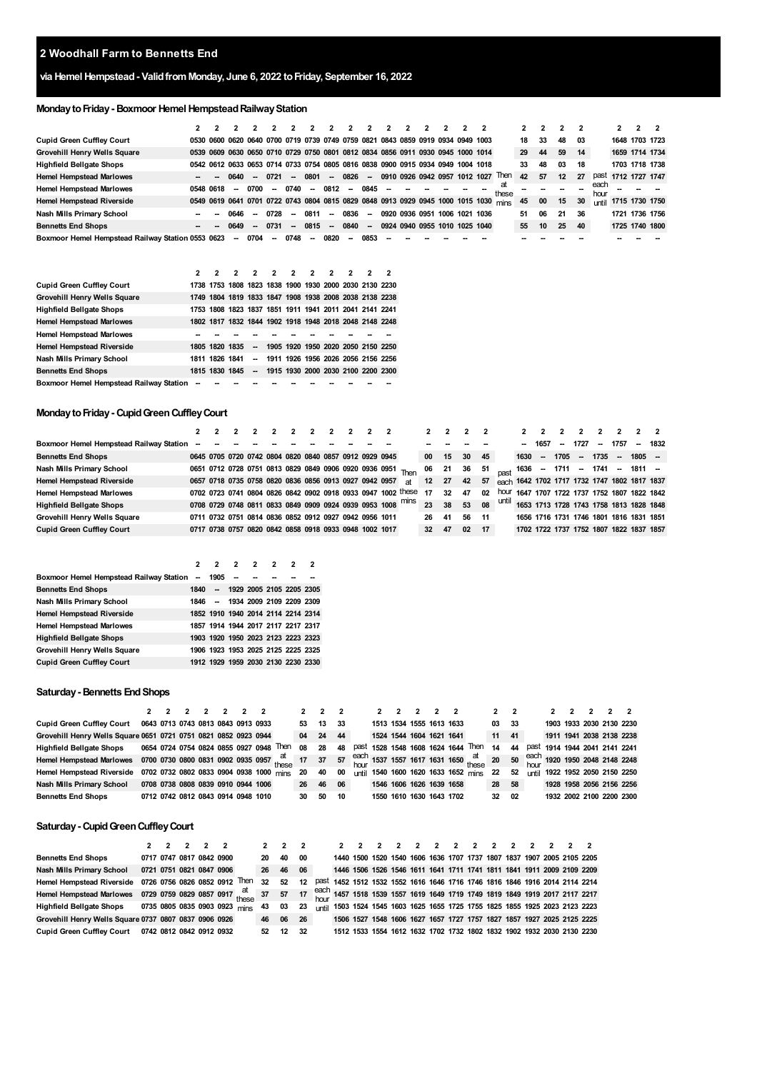# 2 Woodhall Farm to Bennetts End

## via Hemel Hempstead - Valid from Monday, June 6, 2022 to Friday, September 16, 2022

### Monday to Friday - Boxmoor Hemel Hempstead Railway Station

| | 2 | 2 | 2 | 2 | 2 | 2 | 2 | 2 | 2 | 2 | 2 | 2 | 2 | 2 | 2 | | 2 | 2 | 2 | 2 | | 2 | 2 | 2 |
|---|---|---|---|---|---|---|---|---|---|---|---|---|---|---|---|---|---|---|---|---|---|---|---|---|
| Cupid Green Cuffley Court | 0530 | 0600 | 0620 | 0640 | 0700 | 0719 | 0739 | 0749 | 0759 | 0821 | 0843 | 0859 | 0919 | 0934 | 0949 | 1003 | | 18 | 33 | 48 | 03 | | 1648 | 1703 | 1723 |
| Grovehill Henry Wells Square | 0539 | 0609 | 0630 | 0650 | 0710 | 0729 | 0750 | 0801 | 0812 | 0834 | 0856 | 0911 | 0930 | 0945 | 1000 | 1014 | | 29 | 44 | 59 | 14 | | 1659 | 1714 | 1734 |
| Highfield Bellgate Shops | 0542 | 0612 | 0633 | 0653 | 0714 | 0733 | 0754 | 0805 | 0816 | 0838 | 0900 | 0915 | 0934 | 0949 | 1004 | 1018 | | 33 | 48 | 03 | 18 | | 1703 | 1718 | 1738 |
| Hemel Hempstead Marlowes | -- | -- | 0640 | -- | 0721 | -- | 0801 | -- | 0826 | -- | 0910 | 0926 | 0942 | 0957 | 1012 | 1027 | Then at these mins | 42 | 57 | 12 | 27 | past each hour until | 1712 | 1727 | 1747 |
| Hemel Hempstead Marlowes | 0548 | 0618 | -- | 0700 | -- | 0740 | -- | 0812 | -- | 0845 | -- | -- | -- | -- | -- | -- | | -- | -- | -- | -- | | -- | -- | -- |
| Hemel Hempstead Riverside | 0549 | 0619 | 0641 | 0701 | 0722 | 0743 | 0804 | 0815 | 0829 | 0848 | 0913 | 0929 | 0945 | 1000 | 1015 | 1030 | | 45 | 00 | 15 | 30 | | 1715 | 1730 | 1750 |
| Nash Mills Primary School | -- | -- | 0646 | -- | 0728 | -- | 0811 | -- | 0836 | -- | 0920 | 0936 | 0951 | 1006 | 1021 | 1036 | | 51 | 06 | 21 | 36 | | 1721 | 1736 | 1756 |
| Bennetts End Shops | -- | -- | 0649 | -- | 0731 | -- | 0815 | -- | 0840 | -- | 0924 | 0940 | 0955 | 1010 | 1025 | 1040 | | 55 | 10 | 25 | 40 | | 1725 | 1740 | 1800 |
| Boxmoor Hemel Hempstead Railway Station | 0553 | 0623 | -- | 0704 | -- | 0748 | -- | 0820 | -- | 0853 | -- | -- | -- | -- | -- | -- | | -- | -- | -- | -- | | -- | -- | -- |

| | 2 | 2 | 2 | 2 | 2 | 2 | 2 | 2 | 2 | 2 | 2 |
|---|---|---|---|---|---|---|---|---|---|---|---|
| Cupid Green Cuffley Court | 1738 | 1753 | 1808 | 1823 | 1838 | 1900 | 1930 | 2000 | 2030 | 2130 | 2230 |
| Grovehill Henry Wells Square | 1749 | 1804 | 1819 | 1833 | 1847 | 1908 | 1938 | 2008 | 2038 | 2138 | 2238 |
| Highfield Bellgate Shops | 1753 | 1808 | 1823 | 1837 | 1851 | 1911 | 1941 | 2011 | 2041 | 2141 | 2241 |
| Hemel Hempstead Marlowes | 1802 | 1817 | 1832 | 1844 | 1902 | 1918 | 1948 | 2018 | 2048 | 2148 | 2248 |
| Hemel Hempstead Marlowes | -- | -- | -- | -- | -- | -- | -- | -- | -- | -- | -- |
| Hemel Hempstead Riverside | 1805 | 1820 | 1835 | -- | 1905 | 1920 | 1950 | 2020 | 2050 | 2150 | 2250 |
| Nash Mills Primary School | 1811 | 1826 | 1841 | -- | 1911 | 1926 | 1956 | 2026 | 2056 | 2156 | 2256 |
| Bennetts End Shops | 1815 | 1830 | 1845 | -- | 1915 | 1930 | 2000 | 2030 | 2100 | 2200 | 2300 |
| Boxmoor Hemel Hempstead Railway Station | -- | -- | -- | -- | -- | -- | -- | -- | -- | -- | -- |

### Monday to Friday - Cupid Green Cuffley Court

| | 2 | 2 | 2 | 2 | 2 | 2 | 2 | 2 | 2 | 2 | 2 | | 2 | 2 | 2 | 2 | | 2 | 2 | 2 | 2 | 2 | 2 | 2 | 2 |
|---|---|---|---|---|---|---|---|---|---|---|---|---|---|---|---|---|---|---|---|---|---|---|---|---|---|
| Boxmoor Hemel Hempstead Railway Station | -- | -- | -- | -- | -- | -- | -- | -- | -- | -- | -- | | -- | -- | -- | -- | | -- | 1657 | -- | 1727 | -- | 1757 | -- | 1832 |
| Bennetts End Shops | 0645 | 0705 | 0720 | 0742 | 0804 | 0820 | 0840 | 0857 | 0912 | 0929 | 0945 | | 00 | 15 | 30 | 45 | | 1630 | -- | 1705 | -- | 1735 | -- | 1805 | -- |
| Nash Mills Primary School | 0651 | 0712 | 0728 | 0751 | 0813 | 0829 | 0849 | 0906 | 0920 | 0936 | 0951 | Then at these mins | 06 | 21 | 36 | 51 | past each hour until | 1636 | -- | 1711 | -- | 1741 | -- | 1811 | -- |
| Hemel Hempstead Riverside | 0657 | 0718 | 0735 | 0758 | 0820 | 0836 | 0856 | 0913 | 0927 | 0942 | 0957 | | 12 | 27 | 42 | 57 | | 1642 | 1702 | 1717 | 1732 | 1747 | 1802 | 1817 | 1837 |
| Hemel Hempstead Marlowes | 0702 | 0723 | 0741 | 0804 | 0826 | 0842 | 0902 | 0918 | 0933 | 0947 | 1002 | | 17 | 32 | 47 | 02 | | 1647 | 1707 | 1722 | 1737 | 1752 | 1807 | 1822 | 1842 |
| Highfield Bellgate Shops | 0708 | 0729 | 0748 | 0811 | 0833 | 0849 | 0909 | 0924 | 0939 | 0953 | 1008 | | 23 | 38 | 53 | 08 | | 1653 | 1713 | 1728 | 1743 | 1758 | 1813 | 1828 | 1848 |
| Grovehill Henry Wells Square | 0711 | 0732 | 0751 | 0814 | 0836 | 0852 | 0912 | 0927 | 0942 | 0956 | 1011 | | 26 | 41 | 56 | 11 | | 1656 | 1716 | 1731 | 1746 | 1801 | 1816 | 1831 | 1851 |
| Cupid Green Cuffley Court | 0717 | 0738 | 0757 | 0820 | 0842 | 0858 | 0918 | 0933 | 0948 | 1002 | 1017 | | 32 | 47 | 02 | 17 | | 1702 | 1722 | 1737 | 1752 | 1807 | 1822 | 1837 | 1857 |

| | 2 | 2 | 2 | 2 | 2 | 2 | 2 |
|---|---|---|---|---|---|---|---|
| Boxmoor Hemel Hempstead Railway Station | -- | 1905 | -- | -- | -- | -- | -- |
| Bennetts End Shops | 1840 | -- | 1929 | 2005 | 2105 | 2205 | 2305 |
| Nash Mills Primary School | 1846 | -- | 1934 | 2009 | 2109 | 2209 | 2309 |
| Hemel Hempstead Riverside | 1852 | 1910 | 1940 | 2014 | 2114 | 2214 | 2314 |
| Hemel Hempstead Marlowes | 1857 | 1914 | 1944 | 2017 | 2117 | 2217 | 2317 |
| Highfield Bellgate Shops | 1903 | 1920 | 1950 | 2023 | 2123 | 2223 | 2323 |
| Grovehill Henry Wells Square | 1906 | 1923 | 1953 | 2025 | 2125 | 2225 | 2325 |
| Cupid Green Cuffley Court | 1912 | 1929 | 1959 | 2030 | 2130 | 2230 | 2330 |

### Saturday - Bennetts End Shops

| | 2 | 2 | 2 | 2 | 2 | 2 | 2 | | 2 | 2 | 2 | | 2 | 2 | 2 | 2 | 2 | | 2 | 2 | | 2 | 2 | 2 | 2 | 2 |
|---|---|---|---|---|---|---|---|---|---|---|---|---|---|---|---|---|---|---|---|---|---|---|---|---|---|---|
| Cupid Green Cuffley Court | 0643 | 0713 | 0743 | 0813 | 0843 | 0913 | 0933 | | 53 | 13 | 33 | | 1513 | 1534 | 1555 | 1613 | 1633 | | 03 | 33 | | 1903 | 1933 | 2030 | 2130 | 2230 |
| Grovehill Henry Wells Square | 0651 | 0721 | 0751 | 0821 | 0852 | 0923 | 0944 | | 04 | 24 | 44 | | 1524 | 1544 | 1604 | 1621 | 1641 | | 11 | 41 | | 1911 | 1941 | 2038 | 2138 | 2238 |
| Highfield Bellgate Shops | 0654 | 0724 | 0754 | 0824 | 0855 | 0927 | 0948 | Then at these mins | 08 | 28 | 48 | past each hour until | 1528 | 1548 | 1608 | 1624 | 1644 | Then at these mins | 14 | 44 | past each hour until | 1914 | 1944 | 2041 | 2141 | 2241 |
| Hemel Hempstead Marlowes | 0700 | 0730 | 0800 | 0831 | 0902 | 0935 | 0957 | | 17 | 37 | 57 | | 1537 | 1557 | 1617 | 1631 | 1650 | | 20 | 50 | | 1920 | 1950 | 2048 | 2148 | 2248 |
| Hemel Hempstead Riverside | 0702 | 0732 | 0802 | 0833 | 0904 | 0938 | 1000 | | 20 | 40 | 00 | | 1540 | 1600 | 1620 | 1633 | 1652 | | 22 | 52 | | 1922 | 1952 | 2050 | 2150 | 2250 |
| Nash Mills Primary School | 0708 | 0738 | 0808 | 0839 | 0910 | 0944 | 1006 | | 26 | 46 | 06 | | 1546 | 1606 | 1626 | 1639 | 1658 | | 28 | 58 | | 1928 | 1958 | 2056 | 2156 | 2256 |
| Bennetts End Shops | 0712 | 0742 | 0812 | 0843 | 0914 | 0948 | 1010 | | 30 | 50 | 10 | | 1550 | 1610 | 1630 | 1643 | 1702 | | 32 | 02 | | 1932 | 2002 | 2100 | 2200 | 2300 |

### Saturday - Cupid Green Cuffley Court

| | 2 | 2 | 2 | 2 | 2 | | 2 | 2 | 2 | | 2 | 2 | 2 | 2 | 2 | 2 | 2 | 2 | 2 | 2 | 2 | 2 | 2 | 2 | 2 |
|---|---|---|---|---|---|---|---|---|---|---|---|---|---|---|---|---|---|---|---|---|---|---|---|---|---|
| Bennetts End Shops | 0717 | 0747 | 0817 | 0842 | 0900 | | 20 | 40 | 00 | | 1440 | 1500 | 1520 | 1540 | 1606 | 1636 | 1707 | 1737 | 1807 | 1837 | 1907 | 2005 | 2105 | 2205 | |
| Nash Mills Primary School | 0721 | 0751 | 0821 | 0847 | 0906 | | 26 | 46 | 06 | | 1446 | 1506 | 1526 | 1546 | 1611 | 1641 | 1711 | 1741 | 1811 | 1841 | 1911 | 2009 | 2109 | 2209 | |
| Hemel Hempstead Riverside | 0726 | 0756 | 0826 | 0852 | 0912 | Then at these mins | 32 | 52 | 12 | past each hour until | 1452 | 1512 | 1532 | 1552 | 1616 | 1646 | 1716 | 1746 | 1816 | 1846 | 1916 | 2014 | 2114 | 2214 | |
| Hemel Hempstead Marlowes | 0729 | 0759 | 0829 | 0857 | 0917 | | 37 | 57 | 17 | | 1457 | 1518 | 1539 | 1557 | 1619 | 1649 | 1719 | 1749 | 1819 | 1849 | 1919 | 2017 | 2117 | 2217 | |
| Highfield Bellgate Shops | 0735 | 0805 | 0835 | 0903 | 0923 | | 43 | 03 | 23 | | 1503 | 1524 | 1545 | 1603 | 1625 | 1655 | 1725 | 1755 | 1825 | 1855 | 1925 | 2023 | 2123 | 2223 | |
| Grovehill Henry Wells Square | 0737 | 0807 | 0837 | 0906 | 0926 | | 46 | 06 | 26 | | 1506 | 1527 | 1548 | 1606 | 1627 | 1657 | 1727 | 1757 | 1827 | 1857 | 1927 | 2025 | 2125 | 2225 | |
| Cupid Green Cuffley Court | 0742 | 0812 | 0842 | 0912 | 0932 | | 52 | 12 | 32 | | 1512 | 1533 | 1554 | 1612 | 1632 | 1702 | 1732 | 1802 | 1832 | 1902 | 1932 | 2030 | 2130 | 2230 | |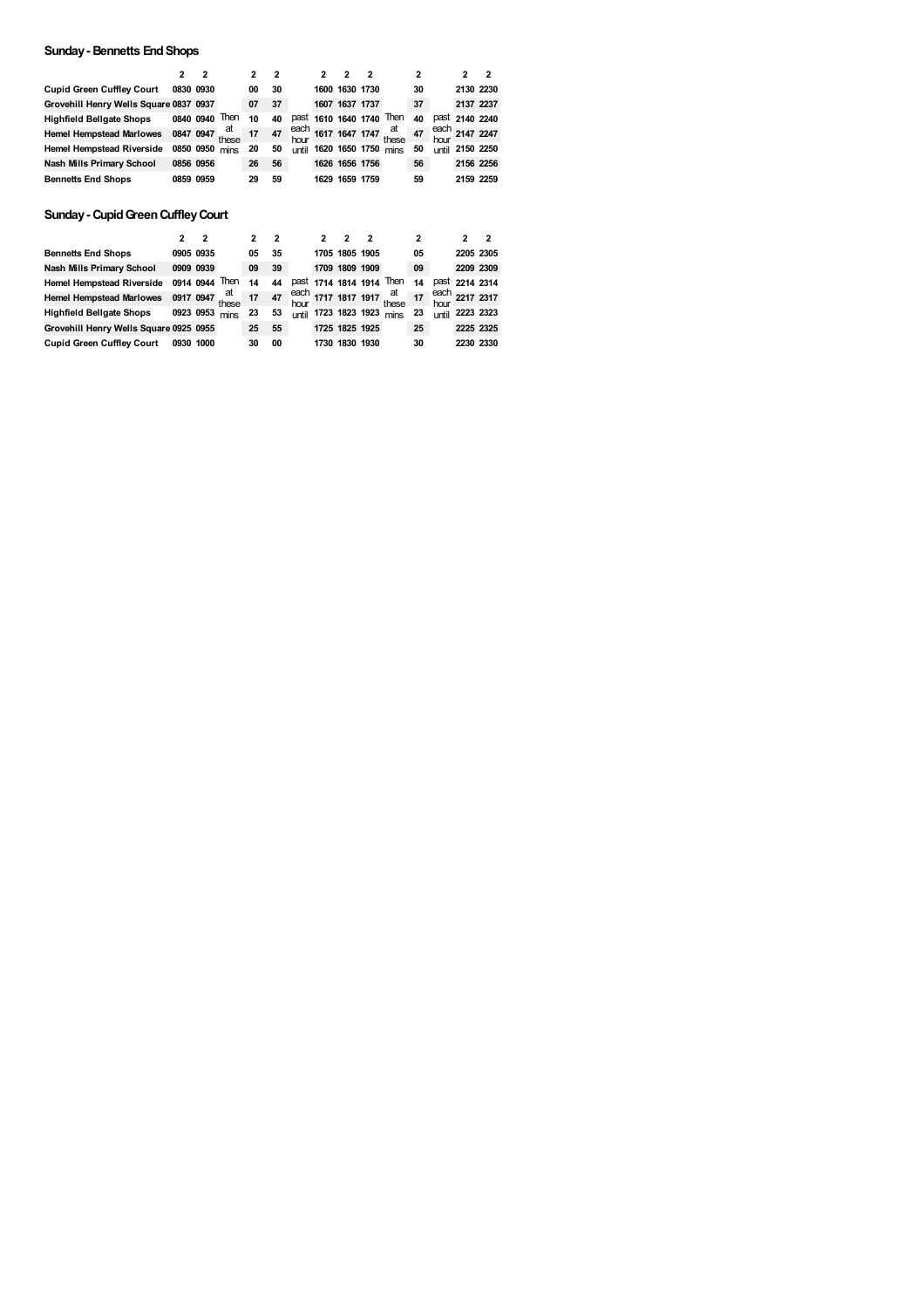## Sunday - Bennetts End Shops

| | 2 | 2 | | 2 | 2 | | 2 | 2 | 2 | | 2 | | 2 | 2 |
|---|---|---|---|---|---|---|---|---|---|---|---|---|---|---|
| **Cupid Green Cuffley Court** | 0830 | 0930 | | 00 | 30 | | 1600 | 1630 | 1730 | | 30 | | 2130 | 2230 |
| **Grovehill Henry Wells Square** | 0837 | 0937 | | 07 | 37 | | 1607 | 1637 | 1737 | | 37 | | 2137 | 2237 |
| **Highfield Bellgate Shops** | 0840 | 0940 | Then | 10 | 40 | past | 1610 | 1640 | 1740 | Then | 40 | past | 2140 | 2240 |
| **Hemel Hempstead Marlowes** | 0847 | 0947 | at these | 17 | 47 | each hour | 1617 | 1647 | 1747 | at these | 47 | each hour | 2147 | 2247 |
| **Hemel Hempstead Riverside** | 0850 | 0950 | mins | 20 | 50 | until | 1620 | 1650 | 1750 | mins | 50 | until | 2150 | 2250 |
| **Nash Mills Primary School** | 0856 | 0956 | | 26 | 56 | | 1626 | 1656 | 1756 | | 56 | | 2156 | 2256 |
| **Bennetts End Shops** | 0859 | 0959 | | 29 | 59 | | 1629 | 1659 | 1759 | | 59 | | 2159 | 2259 |

## Sunday - Cupid Green Cuffley Court

| | 2 | 2 | | 2 | 2 | | 2 | 2 | 2 | | 2 | | 2 | 2 |
|---|---|---|---|---|---|---|---|---|---|---|---|---|---|---|
| **Bennetts End Shops** | 0905 | 0935 | | 05 | 35 | | 1705 | 1805 | 1905 | | 05 | | 2205 | 2305 |
| **Nash Mills Primary School** | 0909 | 0939 | | 09 | 39 | | 1709 | 1809 | 1909 | | 09 | | 2209 | 2309 |
| **Hemel Hempstead Riverside** | 0914 | 0944 | Then | 14 | 44 | past | 1714 | 1814 | 1914 | Then | 14 | past | 2214 | 2314 |
| **Hemel Hempstead Marlowes** | 0917 | 0947 | at these | 17 | 47 | each hour | 1717 | 1817 | 1917 | at these | 17 | each hour | 2217 | 2317 |
| **Highfield Bellgate Shops** | 0923 | 0953 | mins | 23 | 53 | until | 1723 | 1823 | 1923 | mins | 23 | until | 2223 | 2323 |
| **Grovehill Henry Wells Square** | 0925 | 0955 | | 25 | 55 | | 1725 | 1825 | 1925 | | 25 | | 2225 | 2325 |
| **Cupid Green Cuffley Court** | 0930 | 1000 | | 30 | 00 | | 1730 | 1830 | 1930 | | 30 | | 2230 | 2330 |